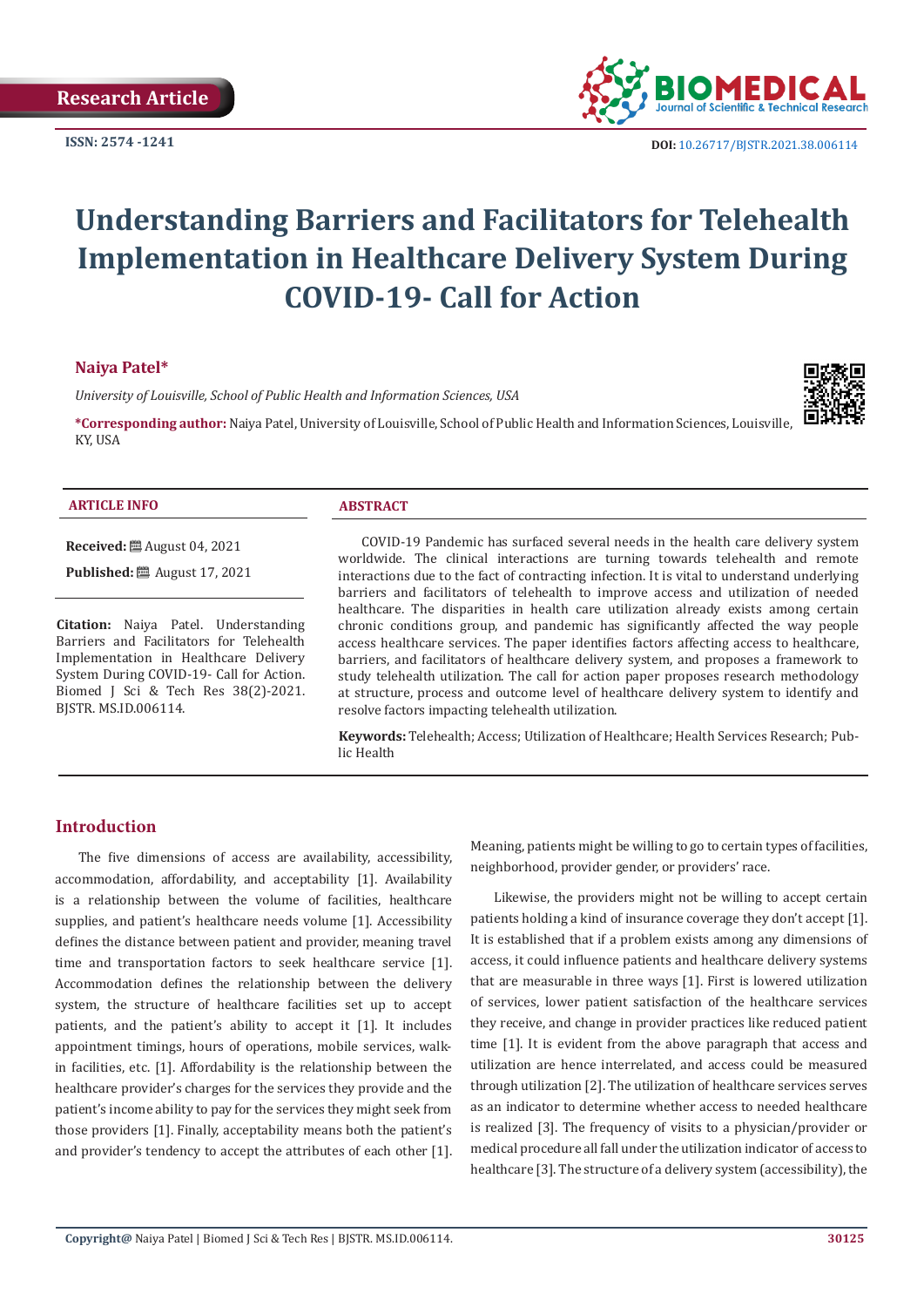Research Article

ISSN: 2574 -1241

DOI: 10.26717/BJSTR.2021.38.006114

# Understanding Barriers and Facilitators for Telehealth Implementation in Healthcare Delivery System During COVID-19- Call for Action

**Naiya Patel***

*University of Louisville, School of Public Health and Information Sciences, USA*

***Corresponding author:** Naiya Patel, University of Louisville, School of Public Health and Information Sciences, Louisville, KY, USA

**ARTICLE INFO**

**Received:** August 04, 2021

**Published:** August 17, 2021

**Citation:** Naiya Patel. Understanding Barriers and Facilitators for Telehealth Implementation in Healthcare Delivery System During COVID-19- Call for Action. Biomed J Sci & Tech Res 38(2)-2021. BJSTR. MS.ID.006114.

**ABSTRACT**

COVID-19 Pandemic has surfaced several needs in the health care delivery system worldwide. The clinical interactions are turning towards telehealth and remote interactions due to the fact of contracting infection. It is vital to understand underlying barriers and facilitators of telehealth to improve access and utilization of needed healthcare. The disparities in health care utilization already exists among certain chronic conditions group, and pandemic has significantly affected the way people access healthcare services. The paper identifies factors affecting access to healthcare, barriers, and facilitators of healthcare delivery system, and proposes a framework to study telehealth utilization. The call for action paper proposes research methodology at structure, process and outcome level of healthcare delivery system to identify and resolve factors impacting telehealth utilization.

**Keywords:** Telehealth; Access; Utilization of Healthcare; Health Services Research; Public Health

## Introduction

The five dimensions of access are availability, accessibility, accommodation, affordability, and acceptability [1]. Availability is a relationship between the volume of facilities, healthcare supplies, and patient's healthcare needs volume [1]. Accessibility defines the distance between patient and provider, meaning travel time and transportation factors to seek healthcare service [1]. Accommodation defines the relationship between the delivery system, the structure of healthcare facilities set up to accept patients, and the patient's ability to accept it [1]. It includes appointment timings, hours of operations, mobile services, walk-in facilities, etc. [1]. Affordability is the relationship between the healthcare provider's charges for the services they provide and the patient's income ability to pay for the services they might seek from those providers [1]. Finally, acceptability means both the patient's and provider's tendency to accept the attributes of each other [1]. Meaning, patients might be willing to go to certain types of facilities, neighborhood, provider gender, or providers' race.

Likewise, the providers might not be willing to accept certain patients holding a kind of insurance coverage they don't accept [1]. It is established that if a problem exists among any dimensions of access, it could influence patients and healthcare delivery systems that are measurable in three ways [1]. First is lowered utilization of services, lower patient satisfaction of the healthcare services they receive, and change in provider practices like reduced patient time [1]. It is evident from the above paragraph that access and utilization are hence interrelated, and access could be measured through utilization [2]. The utilization of healthcare services serves as an indicator to determine whether access to needed healthcare is realized [3]. The frequency of visits to a physician/provider or medical procedure all fall under the utilization indicator of access to healthcare [3]. The structure of a delivery system (accessibility), the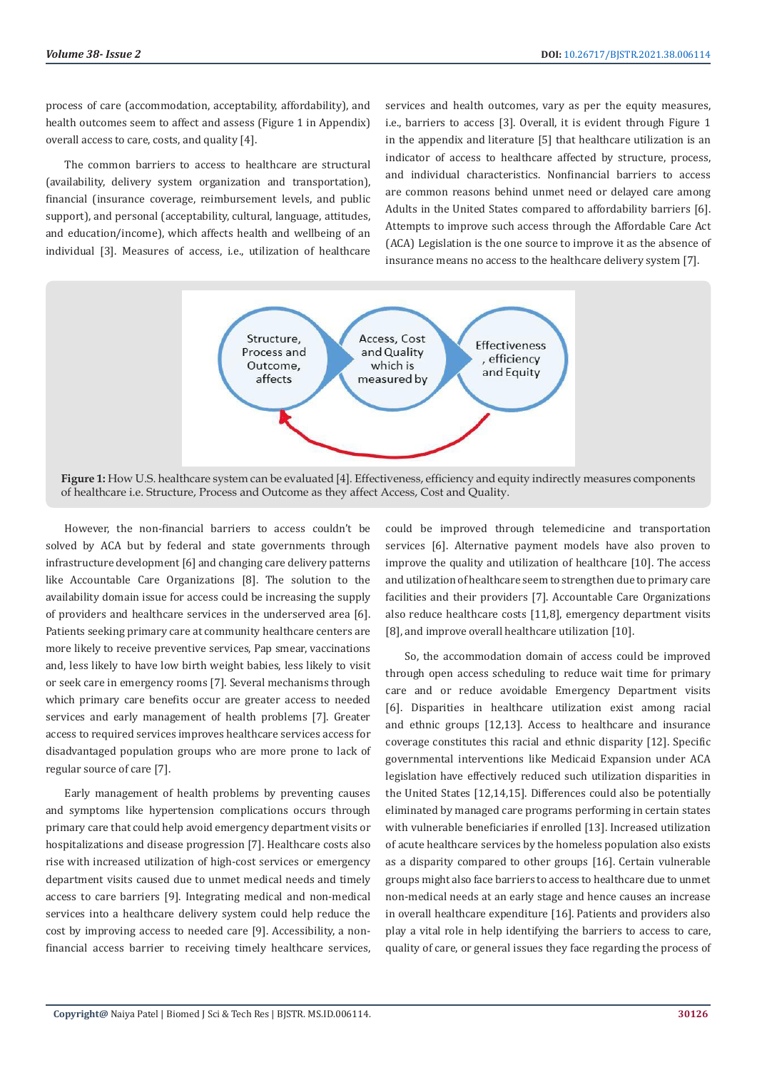process of care (accommodation, acceptability, affordability), and health outcomes seem to affect and assess (Figure 1 in Appendix) overall access to care, costs, and quality [4].

The common barriers to access to healthcare are structural (availability, delivery system organization and transportation), financial (insurance coverage, reimbursement levels, and public support), and personal (acceptability, cultural, language, attitudes, and education/income), which affects health and wellbeing of an individual [3]. Measures of access, i.e., utilization of healthcare services and health outcomes, vary as per the equity measures, i.e., barriers to access [3]. Overall, it is evident through Figure 1 in the appendix and literature [5] that healthcare utilization is an indicator of access to healthcare affected by structure, process, and individual characteristics. Nonfinancial barriers to access are common reasons behind unmet need or delayed care among Adults in the United States compared to affordability barriers [6]. Attempts to improve such access through the Affordable Care Act (ACA) Legislation is the one source to improve it as the absence of insurance means no access to the healthcare delivery system [7].

Structure, Process and Outcome, affects

Access, Cost and Quality which is measured by

Effectiveness , efficiency and Equity

**Figure 1:** How U.S. healthcare system can be evaluated [4]. Effectiveness, efficiency and equity indirectly measures components of healthcare i.e. Structure, Process and Outcome as they affect Access, Cost and Quality.

However, the non-financial barriers to access couldn't be solved by ACA but by federal and state governments through infrastructure development [6] and changing care delivery patterns like Accountable Care Organizations [8]. The solution to the availability domain issue for access could be increasing the supply of providers and healthcare services in the underserved area [6]. Patients seeking primary care at community healthcare centers are more likely to receive preventive services, Pap smear, vaccinations and, less likely to have low birth weight babies, less likely to visit or seek care in emergency rooms [7]. Several mechanisms through which primary care benefits occur are greater access to needed services and early management of health problems [7]. Greater access to required services improves healthcare services access for disadvantaged population groups who are more prone to lack of regular source of care [7].

Early management of health problems by preventing causes and symptoms like hypertension complications occurs through primary care that could help avoid emergency department visits or hospitalizations and disease progression [7]. Healthcare costs also rise with increased utilization of high-cost services or emergency department visits caused due to unmet medical needs and timely access to care barriers [9]. Integrating medical and non-medical services into a healthcare delivery system could help reduce the cost by improving access to needed care [9]. Accessibility, a non-financial access barrier to receiving timely healthcare services, could be improved through telemedicine and transportation services [6]. Alternative payment models have also proven to improve the quality and utilization of healthcare [10]. The access and utilization of healthcare seem to strengthen due to primary care facilities and their providers [7]. Accountable Care Organizations also reduce healthcare costs [11,8], emergency department visits [8], and improve overall healthcare utilization [10].

So, the accommodation domain of access could be improved through open access scheduling to reduce wait time for primary care and or reduce avoidable Emergency Department visits [6]. Disparities in healthcare utilization exist among racial and ethnic groups [12,13]. Access to healthcare and insurance coverage constitutes this racial and ethnic disparity [12]. Specific governmental interventions like Medicaid Expansion under ACA legislation have effectively reduced such utilization disparities in the United States [12,14,15]. Differences could also be potentially eliminated by managed care programs performing in certain states with vulnerable beneficiaries if enrolled [13]. Increased utilization of acute healthcare services by the homeless population also exists as a disparity compared to other groups [16]. Certain vulnerable groups might also face barriers to access to healthcare due to unmet non-medical needs at an early stage and hence causes an increase in overall healthcare expenditure [16]. Patients and providers also play a vital role in help identifying the barriers to access to care, quality of care, or general issues they face regarding the process of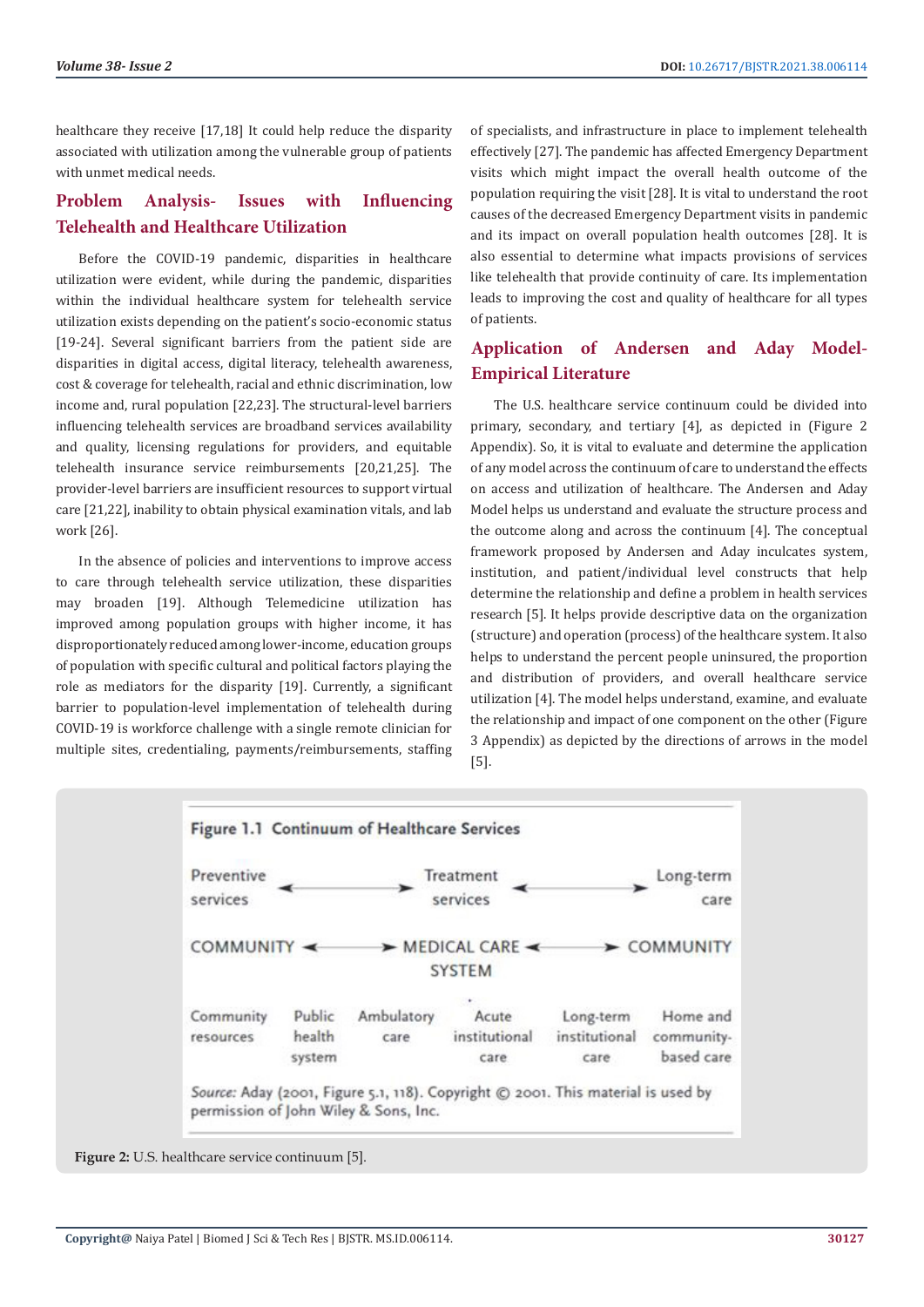healthcare they receive [17,18] It could help reduce the disparity associated with utilization among the vulnerable group of patients with unmet medical needs.

## Problem Analysis- Issues with Influencing Telehealth and Healthcare Utilization

Before the COVID-19 pandemic, disparities in healthcare utilization were evident, while during the pandemic, disparities within the individual healthcare system for telehealth service utilization exists depending on the patient's socio-economic status [19-24]. Several significant barriers from the patient side are disparities in digital access, digital literacy, telehealth awareness, cost & coverage for telehealth, racial and ethnic discrimination, low income and, rural population [22,23]. The structural-level barriers influencing telehealth services are broadband services availability and quality, licensing regulations for providers, and equitable telehealth insurance service reimbursements [20,21,25]. The provider-level barriers are insufficient resources to support virtual care [21,22], inability to obtain physical examination vitals, and lab work [26].

In the absence of policies and interventions to improve access to care through telehealth service utilization, these disparities may broaden [19]. Although Telemedicine utilization has improved among population groups with higher income, it has disproportionately reduced among lower-income, education groups of population with specific cultural and political factors playing the role as mediators for the disparity [19]. Currently, a significant barrier to population-level implementation of telehealth during COVID-19 is workforce challenge with a single remote clinician for multiple sites, credentialing, payments/reimbursements, staffing of specialists, and infrastructure in place to implement telehealth effectively [27]. The pandemic has affected Emergency Department visits which might impact the overall health outcome of the population requiring the visit [28]. It is vital to understand the root causes of the decreased Emergency Department visits in pandemic and its impact on overall population health outcomes [28]. It is also essential to determine what impacts provisions of services like telehealth that provide continuity of care. Its implementation leads to improving the cost and quality of healthcare for all types of patients.

## Application of Andersen and Aday Model- Empirical Literature

The U.S. healthcare service continuum could be divided into primary, secondary, and tertiary [4], as depicted in (Figure 2 Appendix). So, it is vital to evaluate and determine the application of any model across the continuum of care to understand the effects on access and utilization of healthcare. The Andersen and Aday Model helps us understand and evaluate the structure process and the outcome along and across the continuum [4]. The conceptual framework proposed by Andersen and Aday inculcates system, institution, and patient/individual level constructs that help determine the relationship and define a problem in health services research [5]. It helps provide descriptive data on the organization (structure) and operation (process) of the healthcare system. It also helps to understand the percent people uninsured, the proportion and distribution of providers, and overall healthcare service utilization [4]. The model helps understand, examine, and evaluate the relationship and impact of one component on the other (Figure 3 Appendix) as depicted by the directions of arrows in the model [5].

**Figure 1.1 Continuum of Healthcare Services**

Preventive services ⟷ Treatment services ⟷ Long-term care

COMMUNITY ⟷ MEDICAL CARE SYSTEM ⟷ COMMUNITY

Community resources | Public health system | Ambulatory care | Acute institutional care | Long-term institutional care | Home and community-based care

*Source:* Aday (2001, Figure 5.1, 118). Copyright © 2001. This material is used by permission of John Wiley & Sons, Inc.

**Figure 2:** U.S. healthcare service continuum [5].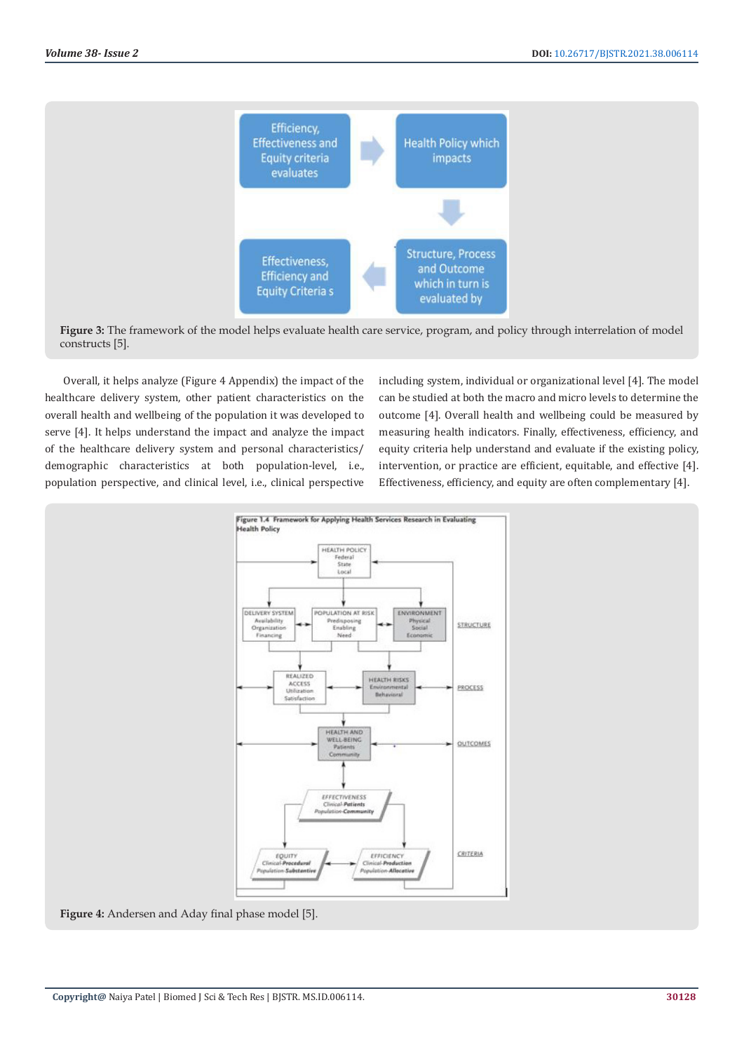**Figure 3:** The framework of the model helps evaluate health care service, program, and policy through interrelation of model constructs [5].

Overall, it helps analyze (Figure 4 Appendix) the impact of the healthcare delivery system, other patient characteristics on the overall health and wellbeing of the population it was developed to serve [4]. It helps understand the impact and analyze the impact of the healthcare delivery system and personal characteristics/ demographic characteristics at both population-level, i.e., population perspective, and clinical level, i.e., clinical perspective including system, individual or organizational level [4]. The model can be studied at both the macro and micro levels to determine the outcome [4]. Overall health and wellbeing could be measured by measuring health indicators. Finally, effectiveness, efficiency, and equity criteria help understand and evaluate if the existing policy, intervention, or practice are efficient, equitable, and effective [4]. Effectiveness, efficiency, and equity are often complementary [4].

**Figure 4:** Andersen and Aday final phase model [5].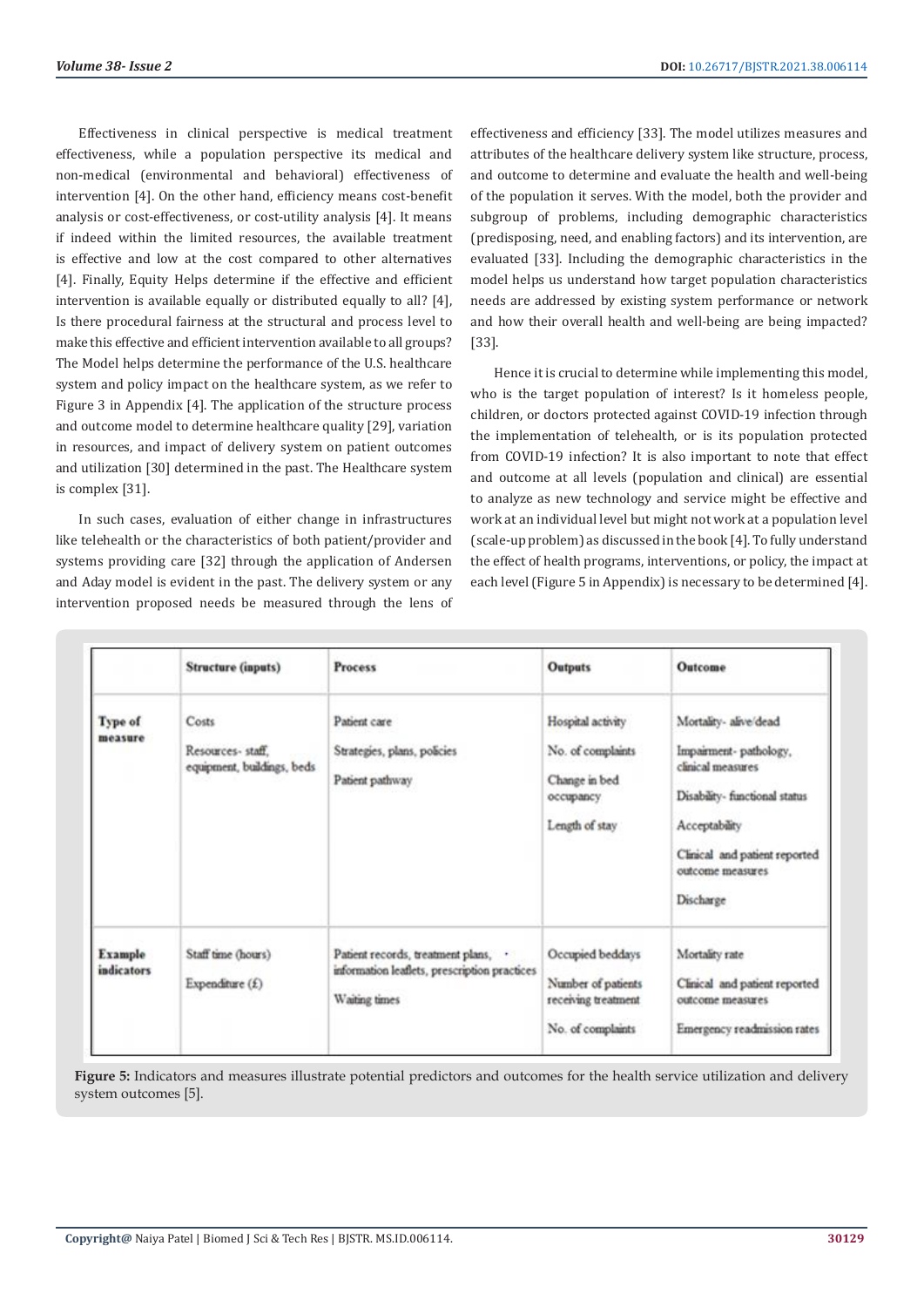Effectiveness in clinical perspective is medical treatment effectiveness, while a population perspective its medical and non-medical (environmental and behavioral) effectiveness of intervention [4]. On the other hand, efficiency means cost-benefit analysis or cost-effectiveness, or cost-utility analysis [4]. It means if indeed within the limited resources, the available treatment is effective and low at the cost compared to other alternatives [4]. Finally, Equity Helps determine if the effective and efficient intervention is available equally or distributed equally to all? [4], Is there procedural fairness at the structural and process level to make this effective and efficient intervention available to all groups? The Model helps determine the performance of the U.S. healthcare system and policy impact on the healthcare system, as we refer to Figure 3 in Appendix [4]. The application of the structure process and outcome model to determine healthcare quality [29], variation in resources, and impact of delivery system on patient outcomes and utilization [30] determined in the past. The Healthcare system is complex [31].

In such cases, evaluation of either change in infrastructures like telehealth or the characteristics of both patient/provider and systems providing care [32] through the application of Andersen and Aday model is evident in the past. The delivery system or any intervention proposed needs be measured through the lens of effectiveness and efficiency [33]. The model utilizes measures and attributes of the healthcare delivery system like structure, process, and outcome to determine and evaluate the health and well-being of the population it serves. With the model, both the provider and subgroup of problems, including demographic characteristics (predisposing, need, and enabling factors) and its intervention, are evaluated [33]. Including the demographic characteristics in the model helps us understand how target population characteristics needs are addressed by existing system performance or network and how their overall health and well-being are being impacted? [33].

Hence it is crucial to determine while implementing this model, who is the target population of interest? Is it homeless people, children, or doctors protected against COVID-19 infection through the implementation of telehealth, or is its population protected from COVID-19 infection? It is also important to note that effect and outcome at all levels (population and clinical) are essential to analyze as new technology and service might be effective and work at an individual level but might not work at a population level (scale-up problem) as discussed in the book [4]. To fully understand the effect of health programs, interventions, or policy, the impact at each level (Figure 5 in Appendix) is necessary to be determined [4].

| | Structure (inputs) | Process | Outputs | Outcome |
|---|---|---|---|---|
| Type of measure | Costs<br>Resources- staff, equipment, buildings, beds | Patient care<br>Strategies, plans, policies<br>Patient pathway | Hospital activity<br>No. of complaints<br>Change in bed occupancy<br>Length of stay | Mortality- alive/dead<br>Impairment- pathology, clinical measures<br>Disability- functional status<br>Acceptability<br>Clinical and patient reported outcome measures<br>Discharge |
| Example indicators | Staff time (hours)<br>Expenditure (£) | Patient records, treatment plans, information leaflets, prescription practices<br>Waiting times | Occupied beddays<br>Number of patients receiving treatment<br>No. of complaints | Mortality rate<br>Clinical and patient reported outcome measures<br>Emergency readmission rates |

**Figure 5:** Indicators and measures illustrate potential predictors and outcomes for the health service utilization and delivery system outcomes [5].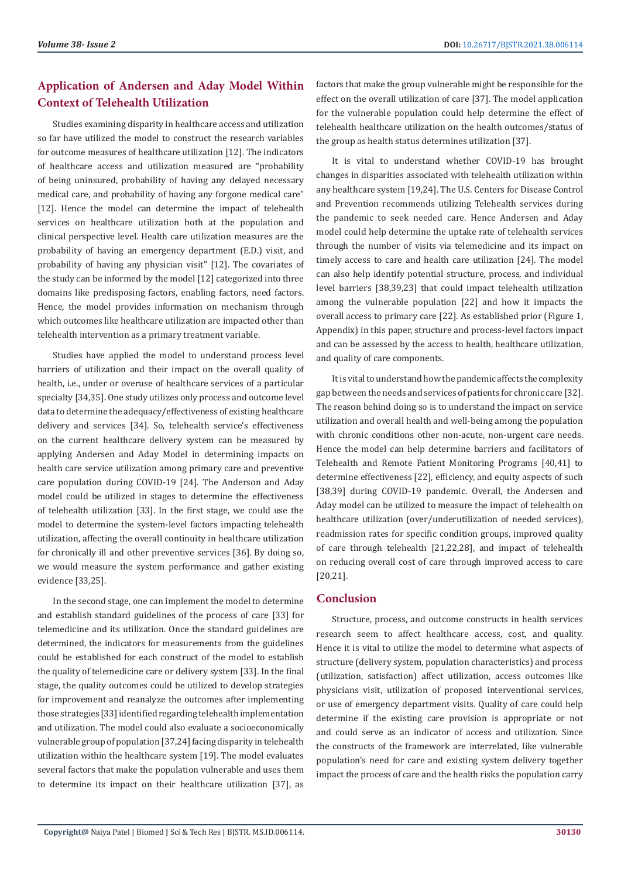## Application of Andersen and Aday Model Within Context of Telehealth Utilization

Studies examining disparity in healthcare access and utilization so far have utilized the model to construct the research variables for outcome measures of healthcare utilization [12]. The indicators of healthcare access and utilization measured are "probability of being uninsured, probability of having any delayed necessary medical care, and probability of having any forgone medical care" [12]. Hence the model can determine the impact of telehealth services on healthcare utilization both at the population and clinical perspective level. Health care utilization measures are the probability of having an emergency department (E.D.) visit, and probability of having any physician visit" [12]. The covariates of the study can be informed by the model [12] categorized into three domains like predisposing factors, enabling factors, need factors. Hence, the model provides information on mechanism through which outcomes like healthcare utilization are impacted other than telehealth intervention as a primary treatment variable.

Studies have applied the model to understand process level barriers of utilization and their impact on the overall quality of health, i.e., under or overuse of healthcare services of a particular specialty [34,35]. One study utilizes only process and outcome level data to determine the adequacy/effectiveness of existing healthcare delivery and services [34]. So, telehealth service's effectiveness on the current healthcare delivery system can be measured by applying Andersen and Aday Model in determining impacts on health care service utilization among primary care and preventive care population during COVID-19 [24]. The Anderson and Aday model could be utilized in stages to determine the effectiveness of telehealth utilization [33]. In the first stage, we could use the model to determine the system-level factors impacting telehealth utilization, affecting the overall continuity in healthcare utilization for chronically ill and other preventive services [36]. By doing so, we would measure the system performance and gather existing evidence [33,25].

In the second stage, one can implement the model to determine and establish standard guidelines of the process of care [33] for telemedicine and its utilization. Once the standard guidelines are determined, the indicators for measurements from the guidelines could be established for each construct of the model to establish the quality of telemedicine care or delivery system [33]. In the final stage, the quality outcomes could be utilized to develop strategies for improvement and reanalyze the outcomes after implementing those strategies [33] identified regarding telehealth implementation and utilization. The model could also evaluate a socioeconomically vulnerable group of population [37,24] facing disparity in telehealth utilization within the healthcare system [19]. The model evaluates several factors that make the population vulnerable and uses them to determine its impact on their healthcare utilization [37], as factors that make the group vulnerable might be responsible for the effect on the overall utilization of care [37]. The model application for the vulnerable population could help determine the effect of telehealth healthcare utilization on the health outcomes/status of the group as health status determines utilization [37].

It is vital to understand whether COVID-19 has brought changes in disparities associated with telehealth utilization within any healthcare system [19,24]. The U.S. Centers for Disease Control and Prevention recommends utilizing Telehealth services during the pandemic to seek needed care. Hence Andersen and Aday model could help determine the uptake rate of telehealth services through the number of visits via telemedicine and its impact on timely access to care and health care utilization [24]. The model can also help identify potential structure, process, and individual level barriers [38,39,23] that could impact telehealth utilization among the vulnerable population [22] and how it impacts the overall access to primary care [22]. As established prior (Figure 1, Appendix) in this paper, structure and process-level factors impact and can be assessed by the access to health, healthcare utilization, and quality of care components.

It is vital to understand how the pandemic affects the complexity gap between the needs and services of patients for chronic care [32]. The reason behind doing so is to understand the impact on service utilization and overall health and well-being among the population with chronic conditions other non-acute, non-urgent care needs. Hence the model can help determine barriers and facilitators of Telehealth and Remote Patient Monitoring Programs [40,41] to determine effectiveness [22], efficiency, and equity aspects of such [38,39] during COVID-19 pandemic. Overall, the Andersen and Aday model can be utilized to measure the impact of telehealth on healthcare utilization (over/underutilization of needed services), readmission rates for specific condition groups, improved quality of care through telehealth [21,22,28], and impact of telehealth on reducing overall cost of care through improved access to care [20,21].

## Conclusion

Structure, process, and outcome constructs in health services research seem to affect healthcare access, cost, and quality. Hence it is vital to utilize the model to determine what aspects of structure (delivery system, population characteristics) and process (utilization, satisfaction) affect utilization, access outcomes like physicians visit, utilization of proposed interventional services, or use of emergency department visits. Quality of care could help determine if the existing care provision is appropriate or not and could serve as an indicator of access and utilization. Since the constructs of the framework are interrelated, like vulnerable population's need for care and existing system delivery together impact the process of care and the health risks the population carry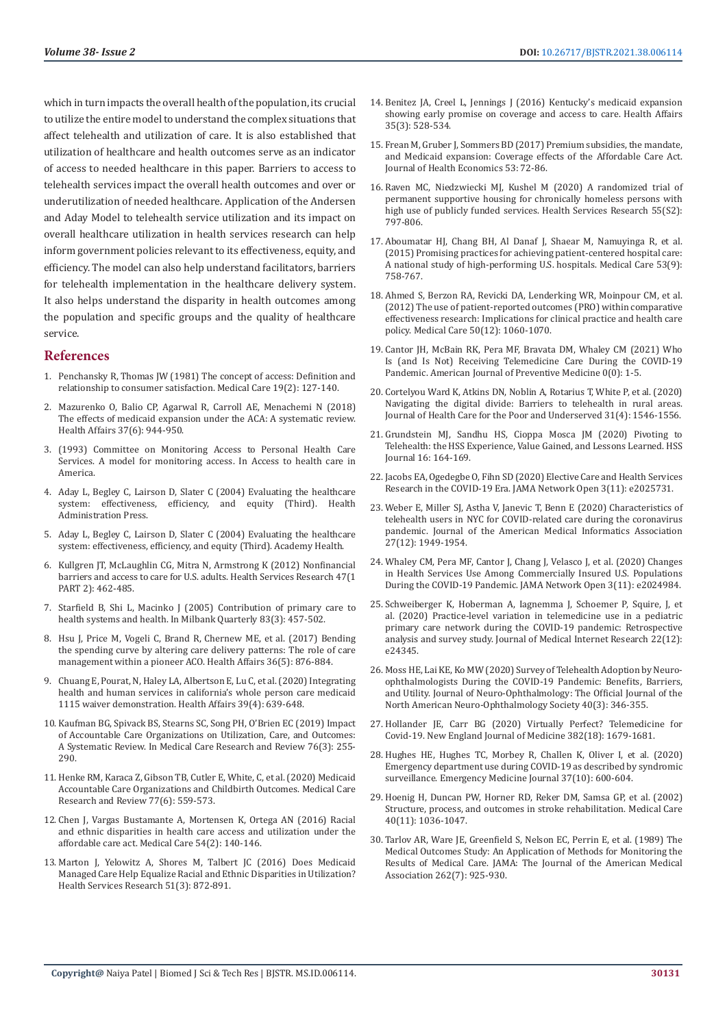which in turn impacts the overall health of the population, its crucial to utilize the entire model to understand the complex situations that affect telehealth and utilization of care. It is also established that utilization of healthcare and health outcomes serve as an indicator of access to needed healthcare in this paper. Barriers to access to telehealth services impact the overall health outcomes and over or underutilization of needed healthcare. Application of the Andersen and Aday Model to telehealth service utilization and its impact on overall healthcare utilization in health services research can help inform government policies relevant to its effectiveness, equity, and efficiency. The model can also help understand facilitators, barriers for telehealth implementation in the healthcare delivery system. It also helps understand the disparity in health outcomes among the population and specific groups and the quality of healthcare service.

## References

1. Penchansky R, Thomas JW (1981) The concept of access: Definition and relationship to consumer satisfaction. Medical Care 19(2): 127-140.
2. Mazurenko O, Balio CP, Agarwal R, Carroll AE, Menachemi N (2018) The effects of medicaid expansion under the ACA: A systematic review. Health Affairs 37(6): 944-950.
3. (1993) Committee on Monitoring Access to Personal Health Care Services. A model for monitoring access. In Access to health care in America.
4. Aday L, Begley C, Lairson D, Slater C (2004) Evaluating the healthcare system: effectiveness, efficiency, and equity (Third). Health Administration Press.
5. Aday L, Begley C, Lairson D, Slater C (2004) Evaluating the healthcare system: effectiveness, efficiency, and equity (Third). Academy Health.
6. Kullgren JT, McLaughlin CG, Mitra N, Armstrong K (2012) Nonfinancial barriers and access to care for U.S. adults. Health Services Research 47(1 PART 2): 462-485.
7. Starfield B, Shi L, Macinko J (2005) Contribution of primary care to health systems and health. In Milbank Quarterly 83(3): 457-502.
8. Hsu J, Price M, Vogeli C, Brand R, Chernew ME, et al. (2017) Bending the spending curve by altering care delivery patterns: The role of care management within a pioneer ACO. Health Affairs 36(5): 876-884.
9. Chuang E, Pourat, N, Haley LA, Albertson E, Lu C, et al. (2020) Integrating health and human services in california's whole person care medicaid 1115 waiver demonstration. Health Affairs 39(4): 639-648.
10. Kaufman BG, Spivack BS, Stearns SC, Song PH, O'Brien EC (2019) Impact of Accountable Care Organizations on Utilization, Care, and Outcomes: A Systematic Review. In Medical Care Research and Review 76(3): 255-290.
11. Henke RM, Karaca Z, Gibson TB, Cutler E, White, C, et al. (2020) Medicaid Accountable Care Organizations and Childbirth Outcomes. Medical Care Research and Review 77(6): 559-573.
12. Chen J, Vargas Bustamante A, Mortensen K, Ortega AN (2016) Racial and ethnic disparities in health care access and utilization under the affordable care act. Medical Care 54(2): 140-146.
13. Marton J, Yelowitz A, Shores M, Talbert JC (2016) Does Medicaid Managed Care Help Equalize Racial and Ethnic Disparities in Utilization? Health Services Research 51(3): 872-891.
14. Benitez JA, Creel L, Jennings J (2016) Kentucky's medicaid expansion showing early promise on coverage and access to care. Health Affairs 35(3): 528-534.
15. Frean M, Gruber J, Sommers BD (2017) Premium subsidies, the mandate, and Medicaid expansion: Coverage effects of the Affordable Care Act. Journal of Health Economics 53: 72-86.
16. Raven MC, Niedzwiecki MJ, Kushel M (2020) A randomized trial of permanent supportive housing for chronically homeless persons with high use of publicly funded services. Health Services Research 55(S2): 797-806.
17. Aboumatar HJ, Chang BH, Al Danaf J, Shaear M, Namuyinga R, et al. (2015) Promising practices for achieving patient-centered hospital care: A national study of high-performing U.S. hospitals. Medical Care 53(9): 758-767.
18. Ahmed S, Berzon RA, Revicki DA, Lenderking WR, Moinpour CM, et al. (2012) The use of patient-reported outcomes (PRO) within comparative effectiveness research: Implications for clinical practice and health care policy. Medical Care 50(12): 1060-1070.
19. Cantor JH, McBain RK, Pera MF, Bravata DM, Whaley CM (2021) Who Is (and Is Not) Receiving Telemedicine Care During the COVID-19 Pandemic. American Journal of Preventive Medicine 0(0): 1-5.
20. Cortelyou Ward K, Atkins DN, Noblin A, Rotarius T, White P, et al. (2020) Navigating the digital divide: Barriers to telehealth in rural areas. Journal of Health Care for the Poor and Underserved 31(4): 1546-1556.
21. Grundstein MJ, Sandhu HS, Cioppa Mosca JM (2020) Pivoting to Telehealth: the HSS Experience, Value Gained, and Lessons Learned. HSS Journal 16: 164-169.
22. Jacobs EA, Ogedegbe O, Fihn SD (2020) Elective Care and Health Services Research in the COVID-19 Era. JAMA Network Open 3(11): e2025731.
23. Weber E, Miller SJ, Astha V, Janevic T, Benn E (2020) Characteristics of telehealth users in NYC for COVID-related care during the coronavirus pandemic. Journal of the American Medical Informatics Association 27(12): 1949-1954.
24. Whaley CM, Pera MF, Cantor J, Chang J, Velasco J, et al. (2020) Changes in Health Services Use Among Commercially Insured U.S. Populations During the COVID-19 Pandemic. JAMA Network Open 3(11): e2024984.
25. Schweiberger K, Hoberman A, Iagnemma J, Schoemer P, Squire, J, et al. (2020) Practice-level variation in telemedicine use in a pediatric primary care network during the COVID-19 pandemic: Retrospective analysis and survey study. Journal of Medical Internet Research 22(12): e24345.
26. Moss HE, Lai KE, Ko MW (2020) Survey of Telehealth Adoption by Neuro-ophthalmologists During the COVID-19 Pandemic: Benefits, Barriers, and Utility. Journal of Neuro-Ophthalmology: The Official Journal of the North American Neuro-Ophthalmology Society 40(3): 346-355.
27. Hollander JE, Carr BG (2020) Virtually Perfect? Telemedicine for Covid-19. New England Journal of Medicine 382(18): 1679-1681.
28. Hughes HE, Hughes TC, Morbey R, Challen K, Oliver I, et al. (2020) Emergency department use during COVID-19 as described by syndromic surveillance. Emergency Medicine Journal 37(10): 600-604.
29. Hoenig H, Duncan PW, Horner RD, Reker DM, Samsa GP, et al. (2002) Structure, process, and outcomes in stroke rehabilitation. Medical Care 40(11): 1036-1047.
30. Tarlov AR, Ware JE, Greenfield S, Nelson EC, Perrin E, et al. (1989) The Medical Outcomes Study: An Application of Methods for Monitoring the Results of Medical Care. JAMA: The Journal of the American Medical Association 262(7): 925-930.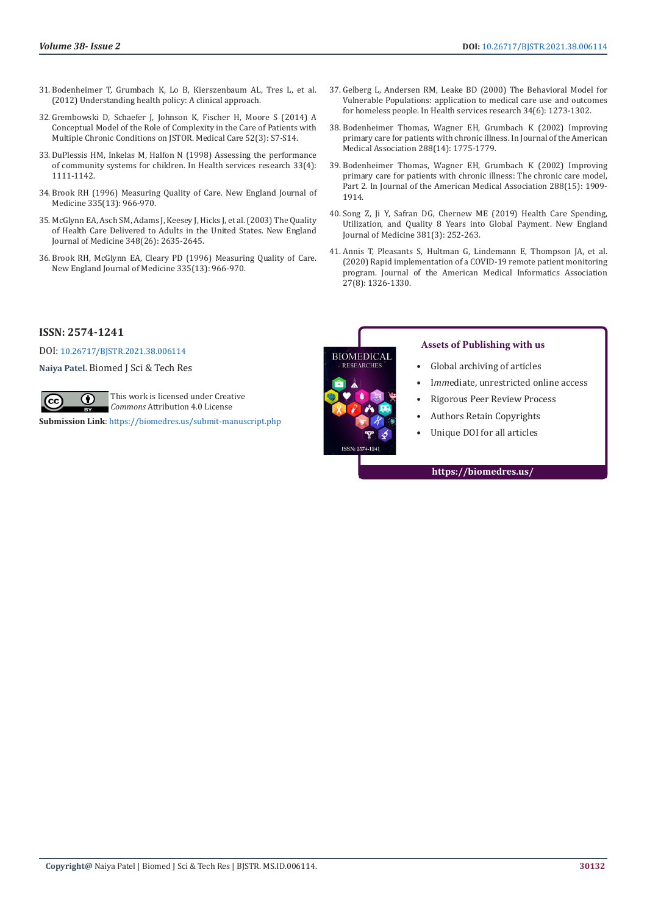31. Bodenheimer T, Grumbach K, Lo B, Kierszenbaum AL, Tres L, et al. (2012) Understanding health policy: A clinical approach.
32. Grembowski D, Schaefer J, Johnson K, Fischer H, Moore S (2014) A Conceptual Model of the Role of Complexity in the Care of Patients with Multiple Chronic Conditions on JSTOR. Medical Care 52(3): S7-S14.
33. DuPlessis HM, Inkelas M, Halfon N (1998) Assessing the performance of community systems for children. In Health services research 33(4): 1111-1142.
34. Brook RH (1996) Measuring Quality of Care. New England Journal of Medicine 335(13): 966-970.
35. McGlynn EA, Asch SM, Adams J, Keesey J, Hicks J, et al. (2003) The Quality of Health Care Delivered to Adults in the United States. New England Journal of Medicine 348(26): 2635-2645.
36. Brook RH, McGlynn EA, Cleary PD (1996) Measuring Quality of Care. New England Journal of Medicine 335(13): 966-970.
37. Gelberg L, Andersen RM, Leake BD (2000) The Behavioral Model for Vulnerable Populations: application to medical care use and outcomes for homeless people. In Health services research 34(6): 1273-1302.
38. Bodenheimer Thomas, Wagner EH, Grumbach K (2002) Improving primary care for patients with chronic illness. In Journal of the American Medical Association 288(14): 1775-1779.
39. Bodenheimer Thomas, Wagner EH, Grumbach K (2002) Improving primary care for patients with chronic illness: The chronic care model, Part 2. In Journal of the American Medical Association 288(15): 1909-1914.
40. Song Z, Ji Y, Safran DG, Chernew ME (2019) Health Care Spending, Utilization, and Quality 8 Years into Global Payment. New England Journal of Medicine 381(3): 252-263.
41. Annis T, Pleasants S, Hultman G, Lindemann E, Thompson JA, et al. (2020) Rapid implementation of a COVID-19 remote patient monitoring program. Journal of the American Medical Informatics Association 27(8): 1326-1330.

**ISSN: 2574-1241**

DOI: 10.26717/BJSTR.2021.38.006114

**Naiya Patel.** Biomed J Sci & Tech Res

This work is licensed under Creative *Commons* Attribution 4.0 License

**Submission Link**: https://biomedres.us/submit-manuscript.php

**Assets of Publishing with us**

- Global archiving of articles
- Immediate, unrestricted online access
- Rigorous Peer Review Process
- Authors Retain Copyrights
- Unique DOI for all articles

**https://biomedres.us/**